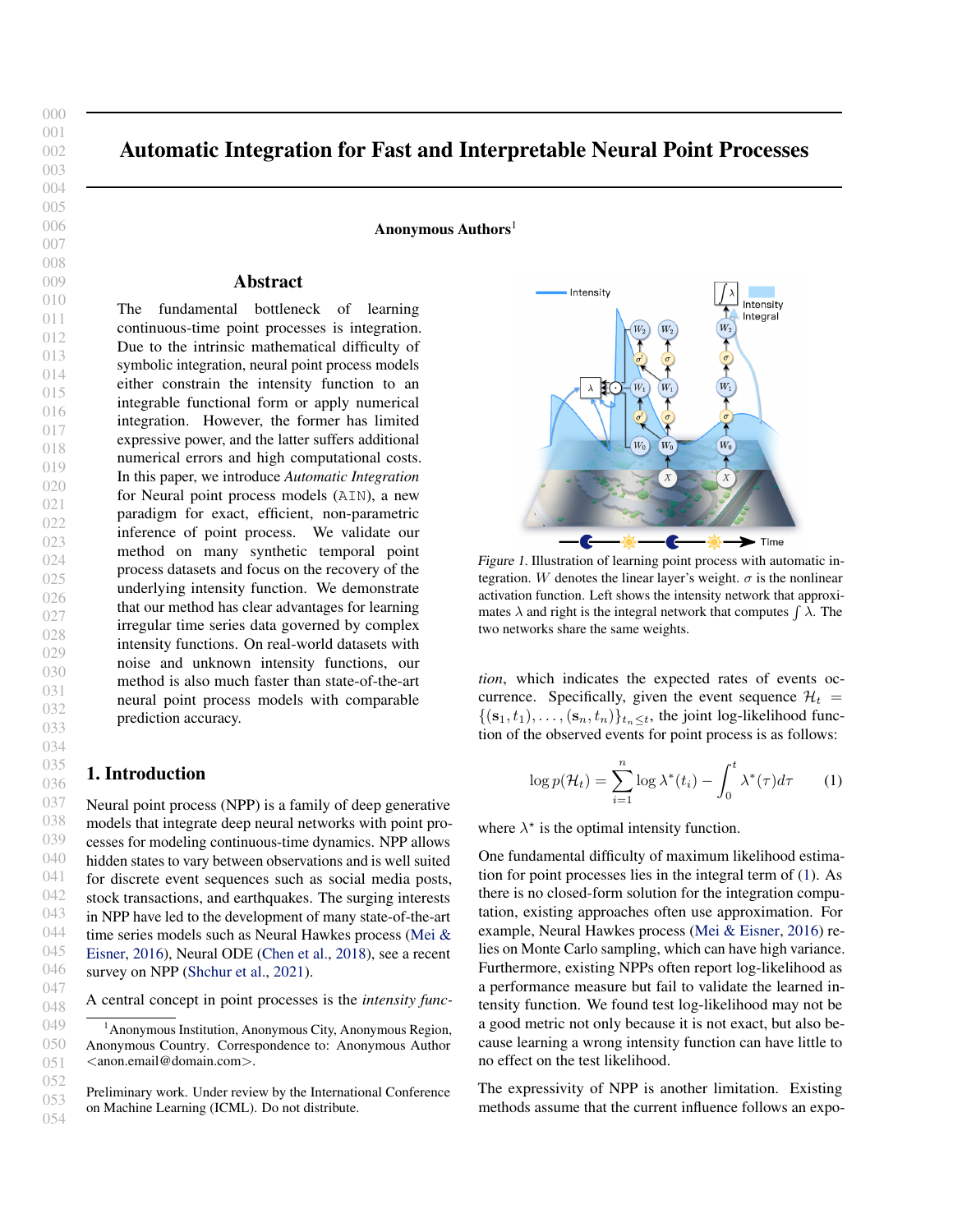# Automatic Integration for Fast and Interpretable Neural Point Processes

**Anonymous Authors**[1]

## Abstract

The fundamental bottleneck of learning continuous-time point processes is integration. Due to the intrinsic mathematical difficulty of symbolic integration, neural point process models either constrain the intensity function to an integrable functional form or apply numerical integration. However, the former has limited expressive power, and the latter suffers additional numerical errors and high computational costs. In this paper, we introduce *Automatic Integration* for Neural point process models (AIN), a new paradigm for exact, efficient, non-parametric inference of point process. We validate our method on many synthetic temporal point process datasets and focus on the recovery of the underlying intensity function. We demonstrate that our method has clear advantages for learning irregular time series data governed by complex intensity functions. On real-world datasets with noise and unknown intensity functions, our method is also much faster than state-of-the-art neural point process models with comparable prediction accuracy.

## 1. Introduction

Neural point process (NPP) is a family of deep generative models that integrate deep neural networks with point processes for modeling continuous-time dynamics. NPP allows hidden states to vary between observations and is well suited for discrete event sequences such as social media posts, stock transactions, and earthquakes. The surging interests in NPP have led to the development of many state-of-the-art time series models such as Neural Hawkes process (Mei & Eisner, 2016), Neural ODE (Chen et al., 2018), see a recent survey on NPP (Shchur et al., 2021).

A central concept in point processes is the *intensity function*, which indicates the expected rates of events occurrence. Specifically, given the event sequence $\mathcal{H}_t = \{(\mathbf{s}_1, t_1), \ldots, (\mathbf{s}_n, t_n)\}_{t_n \leq t}$, the joint log-likelihood function of the observed events for point process is as follows:

$$\log p(\mathcal{H}_t) = \sum_{i=1}^{n} \log \lambda^*(t_i) - \int_0^t \lambda^*(\tau) d\tau \qquad (1)$$

where $\lambda^\star$ is the optimal intensity function.

One fundamental difficulty of maximum likelihood estimation for point processes lies in the integral term of (1). As there is no closed-form solution for the integration computation, existing approaches often use approximation. For example, Neural Hawkes process (Mei & Eisner, 2016) relies on Monte Carlo sampling, which can have high variance. Furthermore, existing NPPs often report log-likelihood as a performance measure but fail to validate the learned intensity function. We found test log-likelihood may not be a good metric not only because it is not exact, but also because learning a wrong intensity function can have little to no effect on the test likelihood.

The expressivity of NPP is another limitation. Existing methods assume that the current influence follows an expo-

*Figure 1.* Illustration of learning point process with automatic integration. $W$ denotes the linear layer's weight. $\sigma$ is the nonlinear activation function. Left shows the intensity network that approximates $\lambda$ and right is the integral network that computes $\int \lambda$. The two networks share the same weights.

[1] Anonymous Institution, Anonymous City, Anonymous Region, Anonymous Country. Correspondence to: Anonymous Author <anon.email@domain.com>.

Preliminary work. Under review by the International Conference on Machine Learning (ICML). Do not distribute.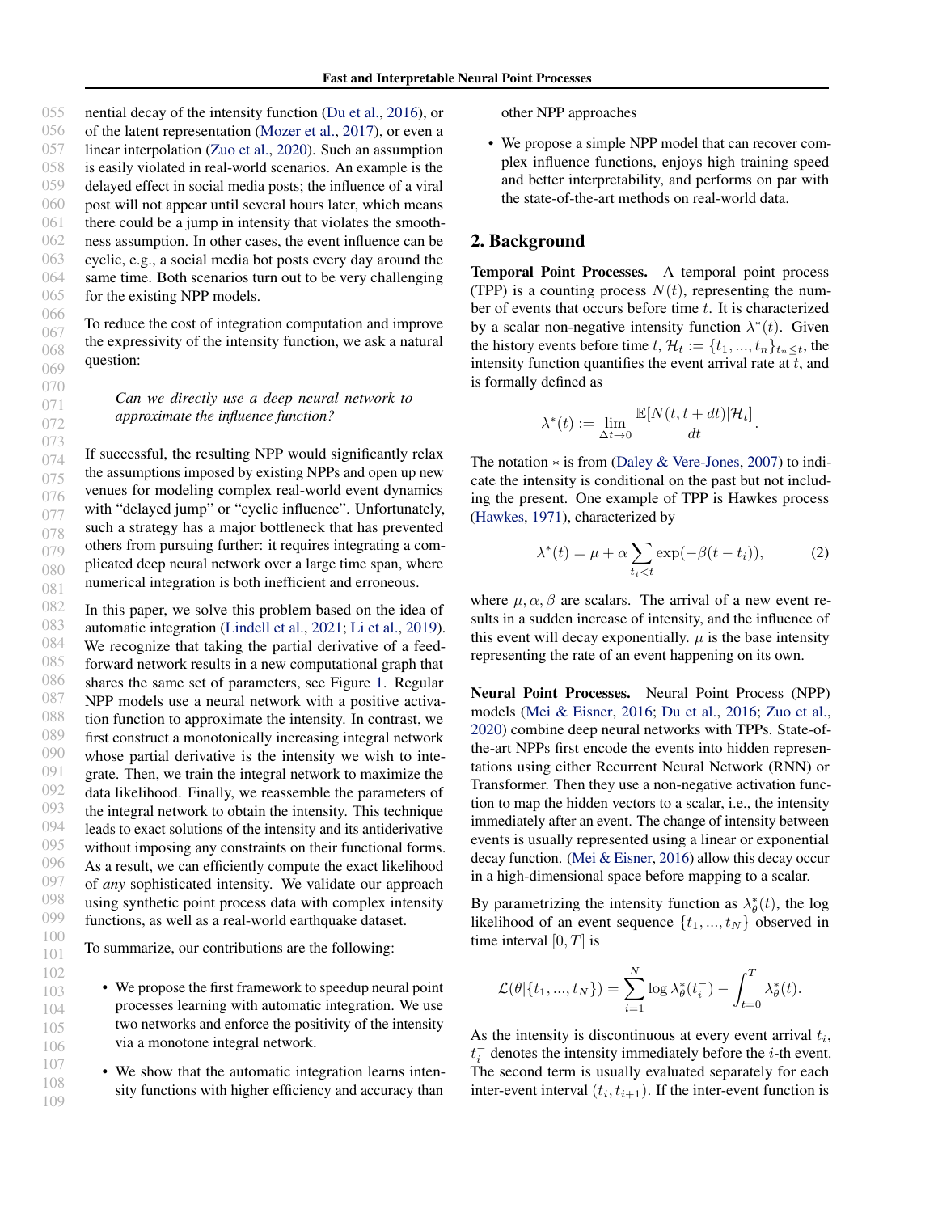nential decay of the intensity function (Du et al., 2016), or of the latent representation (Mozer et al., 2017), or even a linear interpolation (Zuo et al., 2020). Such an assumption is easily violated in real-world scenarios. An example is the delayed effect in social media posts; the influence of a viral post will not appear until several hours later, which means there could be a jump in intensity that violates the smoothness assumption. In other cases, the event influence can be cyclic, e.g., a social media bot posts every day around the same time. Both scenarios turn out to be very challenging for the existing NPP models.

To reduce the cost of integration computation and improve the expressivity of the intensity function, we ask a natural question:

> *Can we directly use a deep neural network to approximate the influence function?*

If successful, the resulting NPP would significantly relax the assumptions imposed by existing NPPs and open up new venues for modeling complex real-world event dynamics with "delayed jump" or "cyclic influence". Unfortunately, such a strategy has a major bottleneck that has prevented others from pursuing further: it requires integrating a complicated deep neural network over a large time span, where numerical integration is both inefficient and erroneous.

In this paper, we solve this problem based on the idea of automatic integration (Lindell et al., 2021; Li et al., 2019). We recognize that taking the partial derivative of a feed-forward network results in a new computational graph that shares the same set of parameters, see Figure 1. Regular NPP models use a neural network with a positive activation function to approximate the intensity. In contrast, we first construct a monotonically increasing integral network whose partial derivative is the intensity we wish to integrate. Then, we train the integral network to maximize the data likelihood. Finally, we reassemble the parameters of the integral network to obtain the intensity. This technique leads to exact solutions of the intensity and its antiderivative without imposing any constraints on their functional forms. As a result, we can efficiently compute the exact likelihood of *any* sophisticated intensity. We validate our approach using synthetic point process data with complex intensity functions, as well as a real-world earthquake dataset.

To summarize, our contributions are the following:

- We propose the first framework to speedup neural point processes learning with automatic integration. We use two networks and enforce the positivity of the intensity via a monotone integral network.
- We show that the automatic integration learns intensity functions with higher efficiency and accuracy than other NPP approaches
- We propose a simple NPP model that can recover complex influence functions, enjoys high training speed and better interpretability, and performs on par with the state-of-the-art methods on real-world data.

## 2. Background

**Temporal Point Processes.** A temporal point process (TPP) is a counting process $N(t)$, representing the number of events that occurs before time $t$. It is characterized by a scalar non-negative intensity function $\lambda^*(t)$. Given the history events before time $t$, $\mathcal{H}_t := \{t_1, ..., t_n\}_{t_n \leq t}$, the intensity function quantifies the event arrival rate at $t$, and is formally defined as

$$\lambda^*(t) := \lim_{\Delta t \to 0} \frac{\mathbb{E}[N(t, t+dt)|\mathcal{H}_t]}{dt}.$$

The notation $*$ is from (Daley & Vere-Jones, 2007) to indicate the intensity is conditional on the past but not including the present. One example of TPP is Hawkes process (Hawkes, 1971), characterized by

$$\lambda^*(t) = \mu + \alpha \sum_{t_i < t} \exp(-\beta(t - t_i)), \tag{2}$$

where $\mu, \alpha, \beta$ are scalars. The arrival of a new event results in a sudden increase of intensity, and the influence of this event will decay exponentially. $\mu$ is the base intensity representing the rate of an event happening on its own.

**Neural Point Processes.** Neural Point Process (NPP) models (Mei & Eisner, 2016; Du et al., 2016; Zuo et al., 2020) combine deep neural networks with TPPs. State-of-the-art NPPs first encode the events into hidden representations using either Recurrent Neural Network (RNN) or Transformer. Then they use a non-negative activation function to map the hidden vectors to a scalar, i.e., the intensity immediately after an event. The change of intensity between events is usually represented using a linear or exponential decay function. (Mei & Eisner, 2016) allow this decay occur in a high-dimensional space before mapping to a scalar.

By parametrizing the intensity function as $\lambda^*_\theta(t)$, the log likelihood of an event sequence $\{t_1, ..., t_N\}$ observed in time interval $[0, T]$ is

$$\mathcal{L}(\theta|\{t_1, ..., t_N\}) = \sum_{i=1}^{N} \log \lambda^*_\theta(t_i^-) - \int_{t=0}^{T} \lambda^*_\theta(t).$$

As the intensity is discontinuous at every event arrival $t_i$, $t_i^-$ denotes the intensity immediately before the $i$-th event. The second term is usually evaluated separately for each inter-event interval $(t_i, t_{i+1})$. If the inter-event function is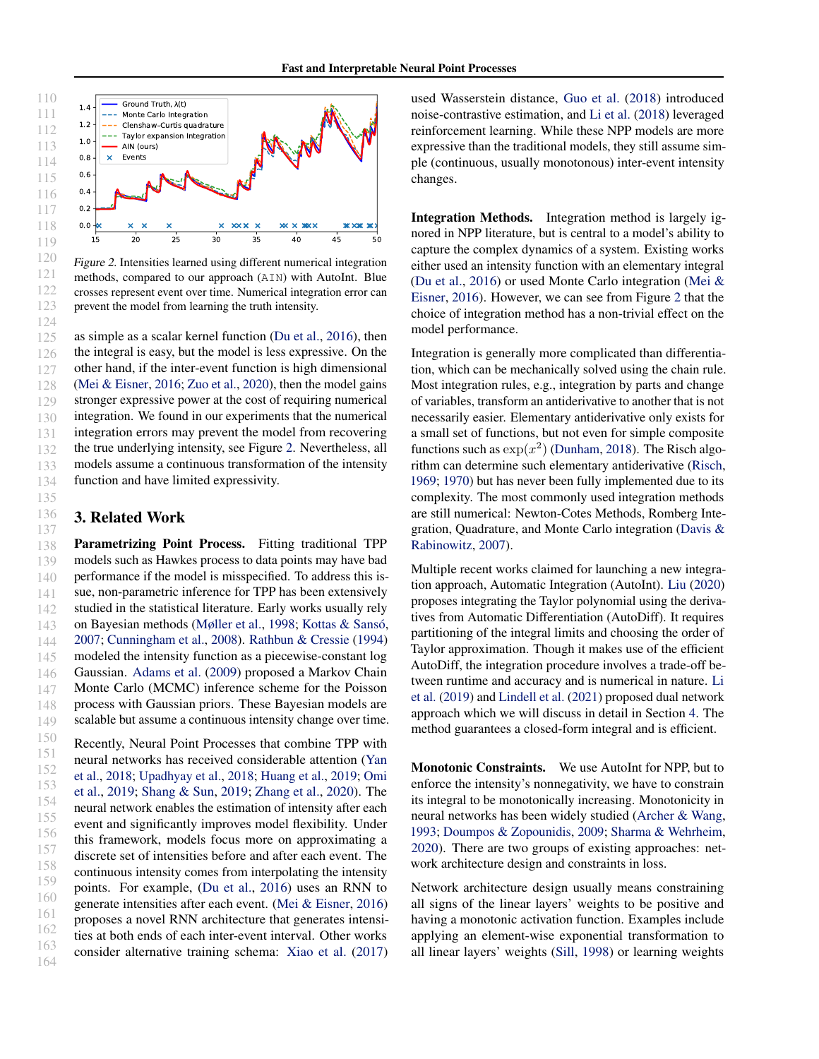Figure 2. Intensities learned using different numerical integration methods, compared to our approach (AIN) with AutoInt. Blue crosses represent event over time. Numerical integration error can prevent the model from learning the truth intensity.

as simple as a scalar kernel function (Du et al., 2016), then the integral is easy, but the model is less expressive. On the other hand, if the inter-event function is high dimensional (Mei & Eisner, 2016; Zuo et al., 2020), then the model gains stronger expressive power at the cost of requiring numerical integration. We found in our experiments that the numerical integration errors may prevent the model from recovering the true underlying intensity, see Figure 2. Nevertheless, all models assume a continuous transformation of the intensity function and have limited expressivity.

## 3. Related Work

**Parametrizing Point Process.** Fitting traditional TPP models such as Hawkes process to data points may have bad performance if the model is misspecified. To address this issue, non-parametric inference for TPP has been extensively studied in the statistical literature. Early works usually rely on Bayesian methods (Møller et al., 1998; Kottas & Sansó, 2007; Cunningham et al., 2008). Rathbun & Cressie (1994) modeled the intensity function as a piecewise-constant log Gaussian. Adams et al. (2009) proposed a Markov Chain Monte Carlo (MCMC) inference scheme for the Poisson process with Gaussian priors. These Bayesian models are scalable but assume a continuous intensity change over time.

Recently, Neural Point Processes that combine TPP with neural networks has received considerable attention (Yan et al., 2018; Upadhyay et al., 2018; Huang et al., 2019; Omi et al., 2019; Shang & Sun, 2019; Zhang et al., 2020). The neural network enables the estimation of intensity after each event and significantly improves model flexibility. Under this framework, models focus more on approximating a discrete set of intensities before and after each event. The continuous intensity comes from interpolating the intensity points. For example, (Du et al., 2016) uses an RNN to generate intensities after each event. (Mei & Eisner, 2016) proposes a novel RNN architecture that generates intensities at both ends of each inter-event interval. Other works consider alternative training schema: Xiao et al. (2017) used Wasserstein distance, Guo et al. (2018) introduced noise-contrastive estimation, and Li et al. (2018) leveraged reinforcement learning. While these NPP models are more expressive than the traditional models, they still assume simple (continuous, usually monotonous) inter-event intensity changes.

**Integration Methods.** Integration method is largely ignored in NPP literature, but is central to a model's ability to capture the complex dynamics of a system. Existing works either used an intensity function with an elementary integral (Du et al., 2016) or used Monte Carlo integration (Mei & Eisner, 2016). However, we can see from Figure 2 that the choice of integration method has a non-trivial effect on the model performance.

Integration is generally more complicated than differentiation, which can be mechanically solved using the chain rule. Most integration rules, e.g., integration by parts and change of variables, transform an antiderivative to another that is not necessarily easier. Elementary antiderivative only exists for a small set of functions, but not even for simple composite functions such as $\exp(x^2)$ (Dunham, 2018). The Risch algorithm can determine such elementary antiderivative (Risch, 1969; 1970) but has never been fully implemented due to its complexity. The most commonly used integration methods are still numerical: Newton-Cotes Methods, Romberg Integration, Quadrature, and Monte Carlo integration (Davis & Rabinowitz, 2007).

Multiple recent works claimed for launching a new integration approach, Automatic Integration (AutoInt). Liu (2020) proposes integrating the Taylor polynomial using the derivatives from Automatic Differentiation (AutoDiff). It requires partitioning of the integral limits and choosing the order of Taylor approximation. Though it makes use of the efficient AutoDiff, the integration procedure involves a trade-off between runtime and accuracy and is numerical in nature. Li et al. (2019) and Lindell et al. (2021) proposed dual network approach which we will discuss in detail in Section 4. The method guarantees a closed-form integral and is efficient.

**Monotonic Constraints.** We use AutoInt for NPP, but to enforce the intensity's nonnegativity, we have to constrain its integral to be monotonically increasing. Monotonicity in neural networks has been widely studied (Archer & Wang, 1993; Doumpos & Zopounidis, 2009; Sharma & Wehrheim, 2020). There are two groups of existing approaches: network architecture design and constraints in loss.

Network architecture design usually means constraining all signs of the linear layers' weights to be positive and having a monotonic activation function. Examples include applying an element-wise exponential transformation to all linear layers' weights (Sill, 1998) or learning weights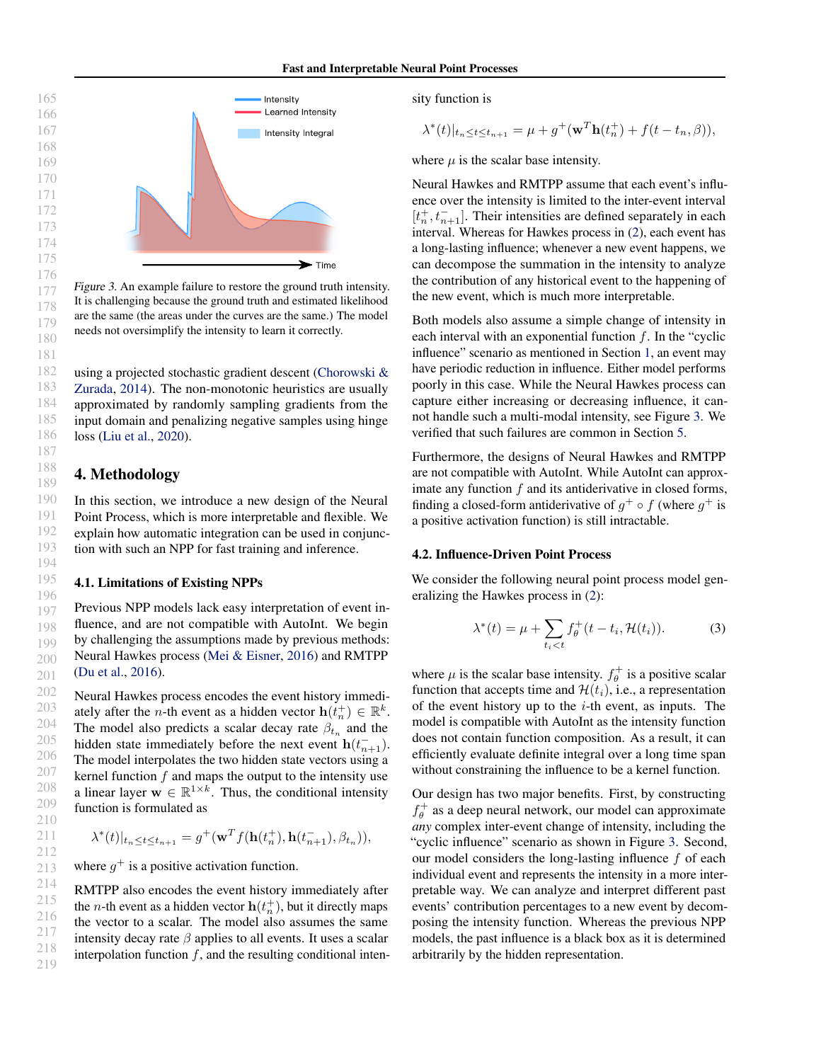Figure 3. An example failure to restore the ground truth intensity. It is challenging because the ground truth and estimated likelihood are the same (the areas under the curves are the same.) The model needs not oversimplify the intensity to learn it correctly.

using a projected stochastic gradient descent (Chorowski & Zurada, 2014). The non-monotonic heuristics are usually approximated by randomly sampling gradients from the input domain and penalizing negative samples using hinge loss (Liu et al., 2020).

## 4. Methodology

In this section, we introduce a new design of the Neural Point Process, which is more interpretable and flexible. We explain how automatic integration can be used in conjunction with such an NPP for fast training and inference.

### 4.1. Limitations of Existing NPPs

Previous NPP models lack easy interpretation of event influence, and are not compatible with AutoInt. We begin by challenging the assumptions made by previous methods: Neural Hawkes process (Mei & Eisner, 2016) and RMTPP (Du et al., 2016).

Neural Hawkes process encodes the event history immediately after the $n$-th event as a hidden vector $\mathbf{h}(t_n^+) \in \mathbb{R}^k$. The model also predicts a scalar decay rate $\beta_{t_n}$ and the hidden state immediately before the next event $\mathbf{h}(t_{n+1}^-)$. The model interpolates the two hidden state vectors using a kernel function $f$ and maps the output to the intensity use a linear layer $\mathbf{w} \in \mathbb{R}^{1\times k}$. Thus, the conditional intensity function is formulated as

$$\lambda^*(t)|_{t_n \leq t \leq t_{n+1}} = g^+(\mathbf{w}^T f(\mathbf{h}(t_n^+), \mathbf{h}(t_{n+1}^-), \beta_{t_n})),$$

where $g^+$ is a positive activation function.

RMTPP also encodes the event history immediately after the $n$-th event as a hidden vector $\mathbf{h}(t_n^+)$, but it directly maps the vector to a scalar. The model also assumes the same intensity decay rate $\beta$ applies to all events. It uses a scalar interpolation function $f$, and the resulting conditional intensity function is

$$\lambda^*(t)|_{t_n \leq t \leq t_{n+1}} = \mu + g^+(\mathbf{w}^T \mathbf{h}(t_n^+) + f(t - t_n, \beta)),$$

where $\mu$ is the scalar base intensity.

Neural Hawkes and RMTPP assume that each event's influence over the intensity is limited to the inter-event interval $[t_n^+, t_{n+1}^-]$. Their intensities are defined separately in each interval. Whereas for Hawkes process in (2), each event has a long-lasting influence; whenever a new event happens, we can decompose the summation in the intensity to analyze the contribution of any historical event to the happening of the new event, which is much more interpretable.

Both models also assume a simple change of intensity in each interval with an exponential function $f$. In the "cyclic influence" scenario as mentioned in Section 1, an event may have periodic reduction in influence. Either model performs poorly in this case. While the Neural Hawkes process can capture either increasing or decreasing influence, it cannot handle such a multi-modal intensity, see Figure 3. We verified that such failures are common in Section 5.

Furthermore, the designs of Neural Hawkes and RMTPP are not compatible with AutoInt. While AutoInt can approximate any function $f$ and its antiderivative in closed forms, finding a closed-form antiderivative of $g^+ \circ f$ (where $g^+$ is a positive activation function) is still intractable.

### 4.2. Influence-Driven Point Process

We consider the following neural point process model generalizing the Hawkes process in (2):

$$\lambda^*(t) = \mu + \sum_{t_i < t} f_\theta^+(t - t_i, \mathcal{H}(t_i)). \tag{3}$$

where $\mu$ is the scalar base intensity. $f_\theta^+$ is a positive scalar function that accepts time and $\mathcal{H}(t_i)$, i.e., a representation of the event history up to the $i$-th event, as inputs. The model is compatible with AutoInt as the intensity function does not contain function composition. As a result, it can efficiently evaluate definite integral over a long time span without constraining the influence to be a kernel function.

Our design has two major benefits. First, by constructing $f_\theta^+$ as a deep neural network, our model can approximate *any* complex inter-event change of intensity, including the "cyclic influence" scenario as shown in Figure 3. Second, our model considers the long-lasting influence $f$ of each individual event and represents the intensity in a more interpretable way. We can analyze and interpret different past events' contribution percentages to a new event by decomposing the intensity function. Whereas the previous NPP models, the past influence is a black box as it is determined arbitrarily by the hidden representation.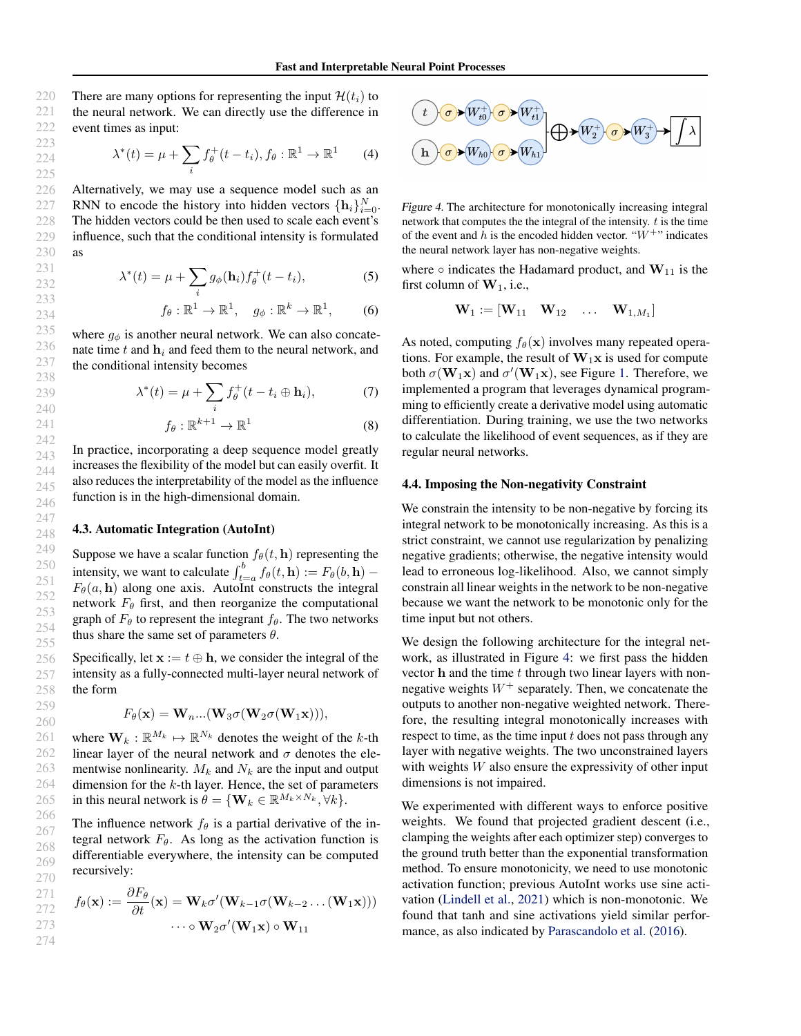There are many options for representing the input $\mathcal{H}(t_i)$ to the neural network. We can directly use the difference in event times as input:

$$\lambda^*(t) = \mu + \sum_i f_\theta^+(t - t_i), f_\theta : \mathbb{R}^1 \to \mathbb{R}^1 \tag{4}$$

Alternatively, we may use a sequence model such as an RNN to encode the history into hidden vectors $\{\mathbf{h}_i\}_{i=0}^N$. The hidden vectors could be then used to scale each event's influence, such that the conditional intensity is formulated as

$$\lambda^*(t) = \mu + \sum_i g_\phi(\mathbf{h}_i) f_\theta^+(t - t_i), \tag{5}$$

$$f_\theta : \mathbb{R}^1 \to \mathbb{R}^1, \quad g_\phi : \mathbb{R}^k \to \mathbb{R}^1, \tag{6}$$

where $g_\phi$ is another neural network. We can also concatenate time $t$ and $\mathbf{h}_i$ and feed them to the neural network, and the conditional intensity becomes

$$\lambda^*(t) = \mu + \sum_i f_\theta^+(t - t_i \oplus \mathbf{h}_i), \tag{7}$$

$$f_\theta : \mathbb{R}^{k+1} \to \mathbb{R}^1 \tag{8}$$

In practice, incorporating a deep sequence model greatly increases the flexibility of the model but can easily overfit. It also reduces the interpretability of the model as the influence function is in the high-dimensional domain.

### 4.3. Automatic Integration (AutoInt)

Suppose we have a scalar function $f_\theta(t, \mathbf{h})$ representing the intensity, we want to calculate $\int_{t=a}^b f_\theta(t, \mathbf{h}) := F_\theta(b, \mathbf{h}) - F_\theta(a, \mathbf{h})$ along one axis. AutoInt constructs the integral network $F_\theta$ first, and then reorganize the computational graph of $F_\theta$ to represent the integrant $f_\theta$. The two networks thus share the same set of parameters $\theta$.

Specifically, let $\mathbf{x} := t \oplus \mathbf{h}$, we consider the integral of the intensity as a fully-connected multi-layer neural network of the form

$$F_\theta(\mathbf{x}) = \mathbf{W}_n ... (\mathbf{W}_3 \sigma(\mathbf{W}_2 \sigma(\mathbf{W}_1 \mathbf{x}))),$$

where $\mathbf{W}_k : \mathbb{R}^{M_k} \mapsto \mathbb{R}^{N_k}$ denotes the weight of the $k$-th linear layer of the neural network and $\sigma$ denotes the elementwise nonlinearity. $M_k$ and $N_k$ are the input and output dimension for the $k$-th layer. Hence, the set of parameters in this neural network is $\theta = \{\mathbf{W}_k \in \mathbb{R}^{M_k \times N_k}, \forall k\}$.

The influence network $f_\theta$ is a partial derivative of the integral network $F_\theta$. As long as the activation function is differentiable everywhere, the intensity can be computed recursively:

$$f_\theta(\mathbf{x}) := \frac{\partial F_\theta}{\partial t}(\mathbf{x}) = \mathbf{W}_k \sigma'(\mathbf{W}_{k-1} \sigma(\mathbf{W}_{k-2} \ldots (\mathbf{W}_1 \mathbf{x}))) \cdots \circ \mathbf{W}_2 \sigma'(\mathbf{W}_1 \mathbf{x}) \circ \mathbf{W}_{11}$$

*Figure 4.* The architecture for monotonically increasing integral network that computes the the integral of the intensity. $t$ is the time of the event and $h$ is the encoded hidden vector. "$W^+$" indicates the neural network layer has non-negative weights.

where $\circ$ indicates the Hadamard product, and $\mathbf{W}_{11}$ is the first column of $\mathbf{W}_1$, i.e.,

$$\mathbf{W}_1 := [\mathbf{W}_{11} \quad \mathbf{W}_{12} \quad \ldots \quad \mathbf{W}_{1,M_1}]$$

As noted, computing $f_\theta(\mathbf{x})$ involves many repeated operations. For example, the result of $\mathbf{W}_1 \mathbf{x}$ is used for compute both $\sigma(\mathbf{W}_1 \mathbf{x})$ and $\sigma'(\mathbf{W}_1 \mathbf{x})$, see Figure 1. Therefore, we implemented a program that leverages dynamical programming to efficiently create a derivative model using automatic differentiation. During training, we use the two networks to calculate the likelihood of event sequences, as if they are regular neural networks.

### 4.4. Imposing the Non-negativity Constraint

We constrain the intensity to be non-negative by forcing its integral network to be monotonically increasing. As this is a strict constraint, we cannot use regularization by penalizing negative gradients; otherwise, the negative intensity would lead to erroneous log-likelihood. Also, we cannot simply constrain all linear weights in the network to be non-negative because we want the network to be monotonic only for the time input but not others.

We design the following architecture for the integral network, as illustrated in Figure 4: we first pass the hidden vector $\mathbf{h}$ and the time $t$ through two linear layers with non-negative weights $W^+$ separately. Then, we concatenate the outputs to another non-negative weighted network. Therefore, the resulting integral monotonically increases with respect to time, as the time input $t$ does not pass through any layer with negative weights. The two unconstrained layers with weights $W$ also ensure the expressivity of other input dimensions is not impaired.

We experimented with different ways to enforce positive weights. We found that projected gradient descent (i.e., clamping the weights after each optimizer step) converges to the ground truth better than the exponential transformation method. To ensure monotonicity, we need to use monotonic activation function; previous AutoInt works use sine activation (Lindell et al., 2021) which is non-monotonic. We found that tanh and sine activations yield similar performance, as also indicated by Parascandolo et al. (2016).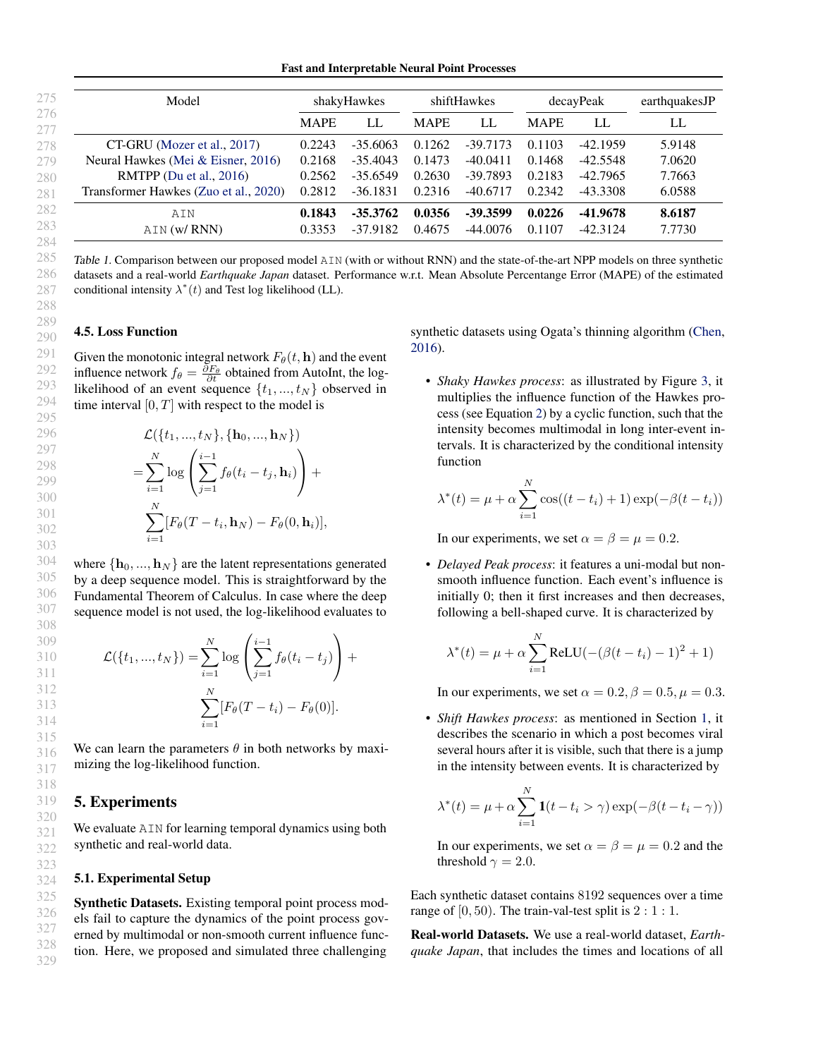| Model | shakyHawkes | | shiftHawkes | | decayPeak | | earthquakesJP |
|---|---|---|---|---|---|---|---|
| | MAPE | LL | MAPE | LL | MAPE | LL | LL |
| CT-GRU (Mozer et al., 2017) | 0.2243 | -35.6063 | 0.1262 | -39.7173 | 0.1103 | -42.1959 | 5.9148 |
| Neural Hawkes (Mei & Eisner, 2016) | 0.2168 | -35.4043 | 0.1473 | -40.0411 | 0.1468 | -42.5548 | 7.0620 |
| RMTPP (Du et al., 2016) | 0.2562 | -35.6549 | 0.2630 | -39.7893 | 0.2183 | -42.7965 | 7.7663 |
| Transformer Hawkes (Zuo et al., 2020) | 0.2812 | -36.1831 | 0.2316 | -40.6717 | 0.2342 | -43.3308 | 6.0588 |
| AIN | **0.1843** | **-35.3762** | **0.0356** | **-39.3599** | **0.0226** | **-41.9678** | **8.6187** |
| AIN (w/ RNN) | 0.3353 | -37.9182 | 0.4675 | -44.0076 | 0.1107 | -42.3124 | 7.7730 |

*Table 1.* Comparison between our proposed model AIN (with or without RNN) and the state-of-the-art NPP models on three synthetic datasets and a real-world *Earthquake Japan* dataset. Performance w.r.t. Mean Absolute Percentange Error (MAPE) of the estimated conditional intensity $\lambda^*(t)$ and Test log likelihood (LL).

### 4.5. Loss Function

Given the monotonic integral network $F_\theta(t, \mathbf{h})$ and the event influence network $f_\theta = \frac{\partial F_\theta}{\partial t}$ obtained from AutoInt, the log-likelihood of an event sequence $\{t_1, ..., t_N\}$ observed in time interval $[0, T]$ with respect to the model is

$$
\begin{aligned}
&\mathcal{L}(\{t_1, ..., t_N\}, \{\mathbf{h}_0, ..., \mathbf{h}_N\}) \\
=&\sum_{i=1}^{N} \log \left( \sum_{j=1}^{i-1} f_\theta(t_i - t_j, \mathbf{h}_i) \right) + \\
&\sum_{i=1}^{N} [F_\theta(T - t_i, \mathbf{h}_N) - F_\theta(0, \mathbf{h}_i)],
\end{aligned}
$$

where $\{\mathbf{h}_0, ..., \mathbf{h}_N\}$ are the latent representations generated by a deep sequence model. This is straightforward by the Fundamental Theorem of Calculus. In case where the deep sequence model is not used, the log-likelihood evaluates to

$$
\begin{aligned}
\mathcal{L}(\{t_1, ..., t_N\}) =& \sum_{i=1}^{N} \log \left( \sum_{j=1}^{i-1} f_\theta(t_i - t_j) \right) + \\
&\sum_{i=1}^{N} [F_\theta(T - t_i) - F_\theta(0)].
\end{aligned}
$$

We can learn the parameters $\theta$ in both networks by maximizing the log-likelihood function.

## 5. Experiments

We evaluate AIN for learning temporal dynamics using both synthetic and real-world data.

### 5.1. Experimental Setup

**Synthetic Datasets.** Existing temporal point process models fail to capture the dynamics of the point process governed by multimodal or non-smooth current influence function. Here, we proposed and simulated three challenging synthetic datasets using Ogata's thinning algorithm (Chen, 2016).

- *Shaky Hawkes process*: as illustrated by Figure 3, it multiplies the influence function of the Hawkes process (see Equation 2) by a cyclic function, such that the intensity becomes multimodal in long inter-event intervals. It is characterized by the conditional intensity function

  $$\lambda^*(t) = \mu + \alpha \sum_{i=1}^{N} \cos((t - t_i) + 1) \exp(-\beta(t - t_i))$$

  In our experiments, we set $\alpha = \beta = \mu = 0.2$.

- *Delayed Peak process*: it features a uni-modal but non-smooth influence function. Each event's influence is initially 0; then it first increases and then decreases, following a bell-shaped curve. It is characterized by

  $$\lambda^*(t) = \mu + \alpha \sum_{i=1}^{N} \text{ReLU}(-(\beta(t - t_i) - 1)^2 + 1)$$

  In our experiments, we set $\alpha = 0.2, \beta = 0.5, \mu = 0.3$.

- *Shift Hawkes process*: as mentioned in Section 1, it describes the scenario in which a post becomes viral several hours after it is visible, such that there is a jump in the intensity between events. It is characterized by

  $$\lambda^*(t) = \mu + \alpha \sum_{i=1}^{N} \mathbf{1}(t - t_i > \gamma) \exp(-\beta(t - t_i - \gamma))$$

  In our experiments, we set $\alpha = \beta = \mu = 0.2$ and the threshold $\gamma = 2.0$.

Each synthetic dataset contains 8192 sequences over a time range of $[0, 50)$. The train-val-test split is $2 : 1 : 1$.

**Real-world Datasets.** We use a real-world dataset, *Earthquake Japan*, that includes the times and locations of all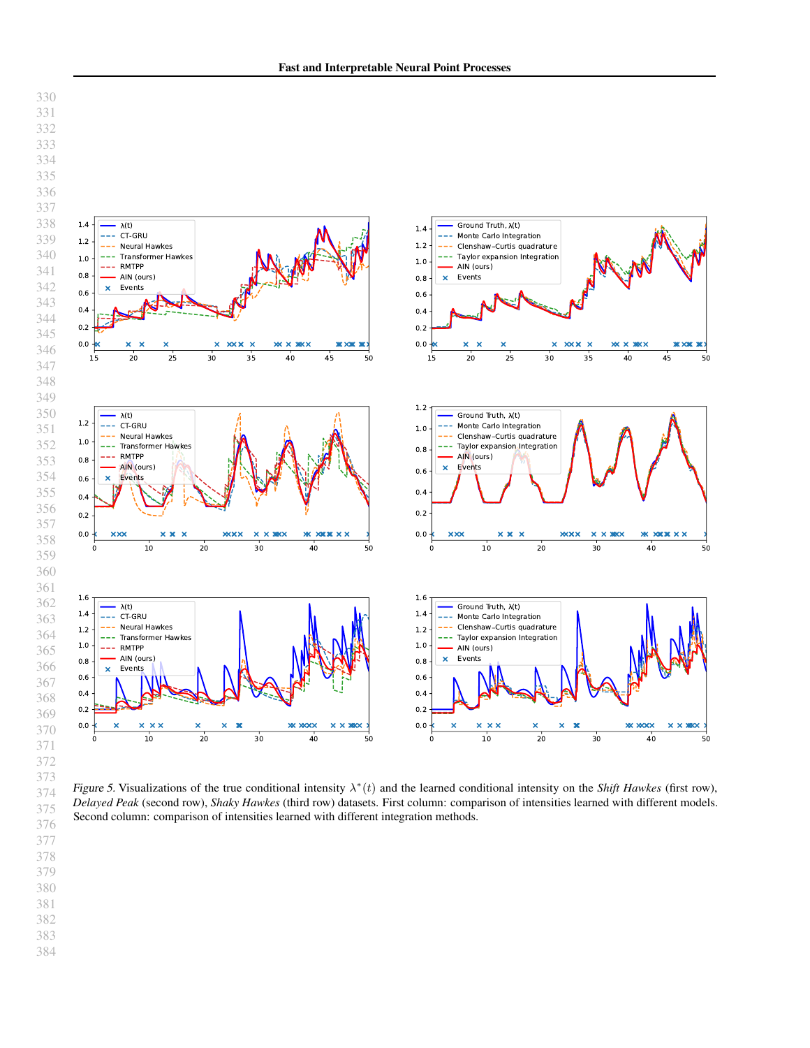Figure 5. Visualizations of the true conditional intensity $\lambda^*(t)$ and the learned conditional intensity on the *Shift Hawkes* (first row), *Delayed Peak* (second row), *Shaky Hawkes* (third row) datasets. First column: comparison of intensities learned with different models. Second column: comparison of intensities learned with different integration methods.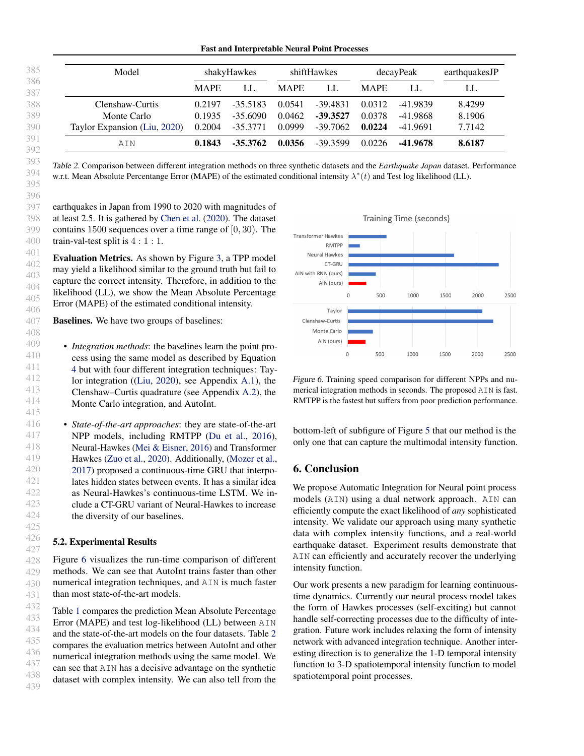| Model | shakyHawkes | | shiftHawkes | | decayPeak | | earthquakesJP |
|---|---|---|---|---|---|---|---|
| | MAPE | LL | MAPE | LL | MAPE | LL | LL |
| Clenshaw-Curtis | 0.2197 | -35.5183 | 0.0541 | -39.4831 | 0.0312 | -41.9839 | 8.4299 |
| Monte Carlo | 0.1935 | -35.6090 | 0.0462 | **-39.3527** | 0.0378 | -41.9868 | 8.1906 |
| Taylor Expansion (Liu, 2020) | 0.2004 | -35.3771 | 0.0999 | -39.7062 | **0.0224** | -41.9691 | 7.7142 |
| AIN | **0.1843** | **-35.3762** | **0.0356** | -39.3599 | 0.0226 | **-41.9678** | **8.6187** |

*Table 2.* Comparison between different integration methods on three synthetic datasets and the *Earthquake Japan* dataset. Performance w.r.t. Mean Absolute Percentange Error (MAPE) of the estimated conditional intensity $\lambda^*(t)$ and Test log likelihood (LL).

earthquakes in Japan from 1990 to 2020 with magnitudes of at least 2.5. It is gathered by Chen et al. (2020). The dataset contains 1500 sequences over a time range of $[0, 30)$. The train-val-test split is $4:1:1$.

**Evaluation Metrics.** As shown by Figure 3, a TPP model may yield a likelihood similar to the ground truth but fail to capture the correct intensity. Therefore, in addition to the likelihood (LL), we show the Mean Absolute Percentage Error (MAPE) of the estimated conditional intensity.

**Baselines.** We have two groups of baselines:

- *Integration methods*: the baselines learn the point process using the same model as described by Equation 4 but with four different integration techniques: Taylor integration ((Liu, 2020), see Appendix A.1), the Clenshaw–Curtis quadrature (see Appendix A.2), the Monte Carlo integration, and AutoInt.
- *State-of-the-art approaches*: they are state-of-the-art NPP models, including RMTPP (Du et al., 2016), Neural-Hawkes (Mei & Eisner, 2016) and Transformer Hawkes (Zuo et al., 2020). Additionally, (Mozer et al., 2017) proposed a continuous-time GRU that interpolates hidden states between events. It has a similar idea as Neural-Hawkes's continuous-time LSTM. We include a CT-GRU variant of Neural-Hawkes to increase the diversity of our baselines.

### 5.2. Experimental Results

Figure 6 visualizes the run-time comparison of different methods. We can see that AutoInt trains faster than other numerical integration techniques, and AIN is much faster than most state-of-the-art models.

Table 1 compares the prediction Mean Absolute Percentage Error (MAPE) and test log-likelihood (LL) between AIN and the state-of-the-art models on the four datasets. Table 2 compares the evaluation metrics between AutoInt and other numerical integration methods using the same model. We can see that AIN has a decisive advantage on the synthetic dataset with complex intensity. We can also tell from the bottom-left of subfigure of Figure 5 that our method is the only one that can capture the multimodal intensity function.

*Figure 6.* Training speed comparison for different NPPs and numerical integration methods in seconds. The proposed AIN is fast. RMTPP is the fastest but suffers from poor prediction performance.

## 6. Conclusion

We propose Automatic Integration for Neural point process models (AIN) using a dual network approach. AIN can efficiently compute the exact likelihood of *any* sophisticated intensity. We validate our approach using many synthetic data with complex intensity functions, and a real-world earthquake dataset. Experiment results demonstrate that AIN can efficiently and accurately recover the underlying intensity function.

Our work presents a new paradigm for learning continuous-time dynamics. Currently our neural process model takes the form of Hawkes processes (self-exciting) but cannot handle self-correcting processes due to the difficulty of integration. Future work includes relaxing the form of intensity network with advanced integration technique. Another interesting direction is to generalize the 1-D temporal intensity function to 3-D spatiotemporal intensity function to model spatiotemporal point processes.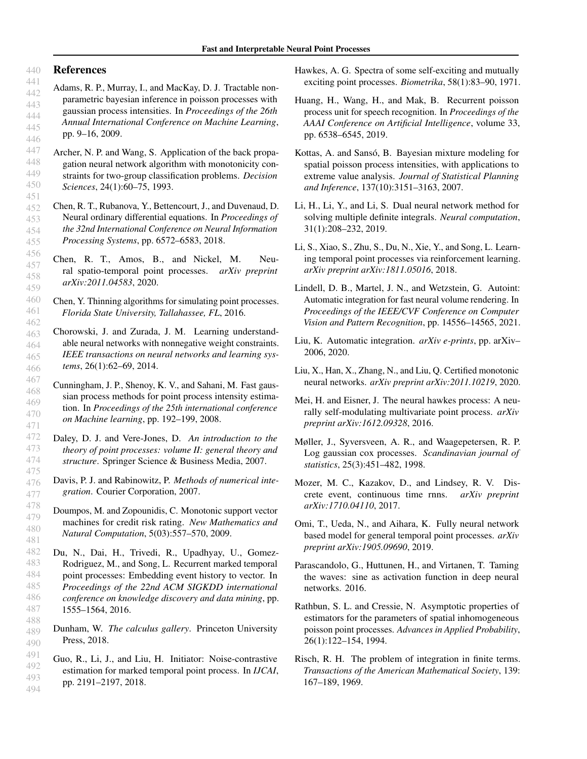## References

Adams, R. P., Murray, I., and MacKay, D. J. Tractable nonparametric bayesian inference in poisson processes with gaussian process intensities. In *Proceedings of the 26th Annual International Conference on Machine Learning*, pp. 9–16, 2009.

Archer, N. P. and Wang, S. Application of the back propagation neural network algorithm with monotonicity constraints for two-group classification problems. *Decision Sciences*, 24(1):60–75, 1993.

Chen, R. T., Rubanova, Y., Bettencourt, J., and Duvenaud, D. Neural ordinary differential equations. In *Proceedings of the 32nd International Conference on Neural Information Processing Systems*, pp. 6572–6583, 2018.

Chen, R. T., Amos, B., and Nickel, M. Neural spatio-temporal point processes. *arXiv preprint arXiv:2011.04583*, 2020.

Chen, Y. Thinning algorithms for simulating point processes. *Florida State University, Tallahassee, FL*, 2016.

Chorowski, J. and Zurada, J. M. Learning understandable neural networks with nonnegative weight constraints. *IEEE transactions on neural networks and learning systems*, 26(1):62–69, 2014.

Cunningham, J. P., Shenoy, K. V., and Sahani, M. Fast gaussian process methods for point process intensity estimation. In *Proceedings of the 25th international conference on Machine learning*, pp. 192–199, 2008.

Daley, D. J. and Vere-Jones, D. *An introduction to the theory of point processes: volume II: general theory and structure*. Springer Science & Business Media, 2007.

Davis, P. J. and Rabinowitz, P. *Methods of numerical integration*. Courier Corporation, 2007.

Doumpos, M. and Zopounidis, C. Monotonic support vector machines for credit risk rating. *New Mathematics and Natural Computation*, 5(03):557–570, 2009.

Du, N., Dai, H., Trivedi, R., Upadhyay, U., Gomez-Rodriguez, M., and Song, L. Recurrent marked temporal point processes: Embedding event history to vector. In *Proceedings of the 22nd ACM SIGKDD international conference on knowledge discovery and data mining*, pp. 1555–1564, 2016.

Dunham, W. *The calculus gallery*. Princeton University Press, 2018.

Guo, R., Li, J., and Liu, H. Initiator: Noise-contrastive estimation for marked temporal point process. In *IJCAI*, pp. 2191–2197, 2018.

Hawkes, A. G. Spectra of some self-exciting and mutually exciting point processes. *Biometrika*, 58(1):83–90, 1971.

Huang, H., Wang, H., and Mak, B. Recurrent poisson process unit for speech recognition. In *Proceedings of the AAAI Conference on Artificial Intelligence*, volume 33, pp. 6538–6545, 2019.

Kottas, A. and Sansó, B. Bayesian mixture modeling for spatial poisson process intensities, with applications to extreme value analysis. *Journal of Statistical Planning and Inference*, 137(10):3151–3163, 2007.

Li, H., Li, Y., and Li, S. Dual neural network method for solving multiple definite integrals. *Neural computation*, 31(1):208–232, 2019.

Li, S., Xiao, S., Zhu, S., Du, N., Xie, Y., and Song, L. Learning temporal point processes via reinforcement learning. *arXiv preprint arXiv:1811.05016*, 2018.

Lindell, D. B., Martel, J. N., and Wetzstein, G. Autoint: Automatic integration for fast neural volume rendering. In *Proceedings of the IEEE/CVF Conference on Computer Vision and Pattern Recognition*, pp. 14556–14565, 2021.

Liu, K. Automatic integration. *arXiv e-prints*, pp. arXiv–2006, 2020.

Liu, X., Han, X., Zhang, N., and Liu, Q. Certified monotonic neural networks. *arXiv preprint arXiv:2011.10219*, 2020.

Mei, H. and Eisner, J. The neural hawkes process: A neurally self-modulating multivariate point process. *arXiv preprint arXiv:1612.09328*, 2016.

Møller, J., Syversveen, A. R., and Waagepetersen, R. P. Log gaussian cox processes. *Scandinavian journal of statistics*, 25(3):451–482, 1998.

Mozer, M. C., Kazakov, D., and Lindsey, R. V. Discrete event, continuous time rnns. *arXiv preprint arXiv:1710.04110*, 2017.

Omi, T., Ueda, N., and Aihara, K. Fully neural network based model for general temporal point processes. *arXiv preprint arXiv:1905.09690*, 2019.

Parascandolo, G., Huttunen, H., and Virtanen, T. Taming the waves: sine as activation function in deep neural networks. 2016.

Rathbun, S. L. and Cressie, N. Asymptotic properties of estimators for the parameters of spatial inhomogeneous poisson point processes. *Advances in Applied Probability*, 26(1):122–154, 1994.

Risch, R. H. The problem of integration in finite terms. *Transactions of the American Mathematical Society*, 139: 167–189, 1969.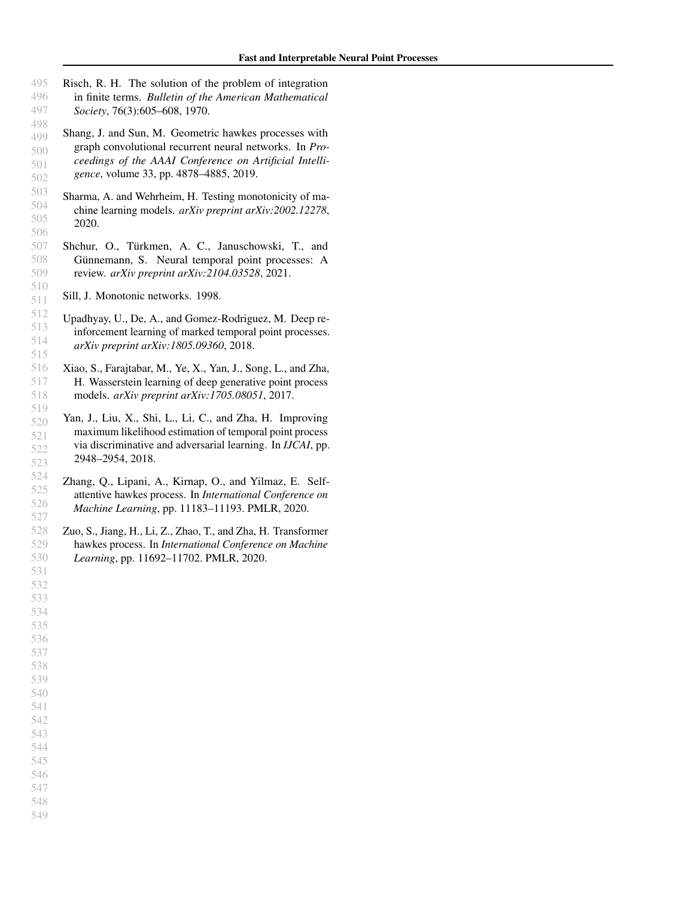Risch, R. H. The solution of the problem of integration in finite terms. *Bulletin of the American Mathematical Society*, 76(3):605–608, 1970.

Shang, J. and Sun, M. Geometric hawkes processes with graph convolutional recurrent neural networks. In *Proceedings of the AAAI Conference on Artificial Intelligence*, volume 33, pp. 4878–4885, 2019.

Sharma, A. and Wehrheim, H. Testing monotonicity of machine learning models. *arXiv preprint arXiv:2002.12278*, 2020.

Shchur, O., Türkmen, A. C., Januschowski, T., and Günnemann, S. Neural temporal point processes: A review. *arXiv preprint arXiv:2104.03528*, 2021.

Sill, J. Monotonic networks. 1998.

Upadhyay, U., De, A., and Gomez-Rodriguez, M. Deep reinforcement learning of marked temporal point processes. *arXiv preprint arXiv:1805.09360*, 2018.

Xiao, S., Farajtabar, M., Ye, X., Yan, J., Song, L., and Zha, H. Wasserstein learning of deep generative point process models. *arXiv preprint arXiv:1705.08051*, 2017.

Yan, J., Liu, X., Shi, L., Li, C., and Zha, H. Improving maximum likelihood estimation of temporal point process via discriminative and adversarial learning. In *IJCAI*, pp. 2948–2954, 2018.

Zhang, Q., Lipani, A., Kirnap, O., and Yilmaz, E. Self-attentive hawkes process. In *International Conference on Machine Learning*, pp. 11183–11193. PMLR, 2020.

Zuo, S., Jiang, H., Li, Z., Zhao, T., and Zha, H. Transformer hawkes process. In *International Conference on Machine Learning*, pp. 11692–11702. PMLR, 2020.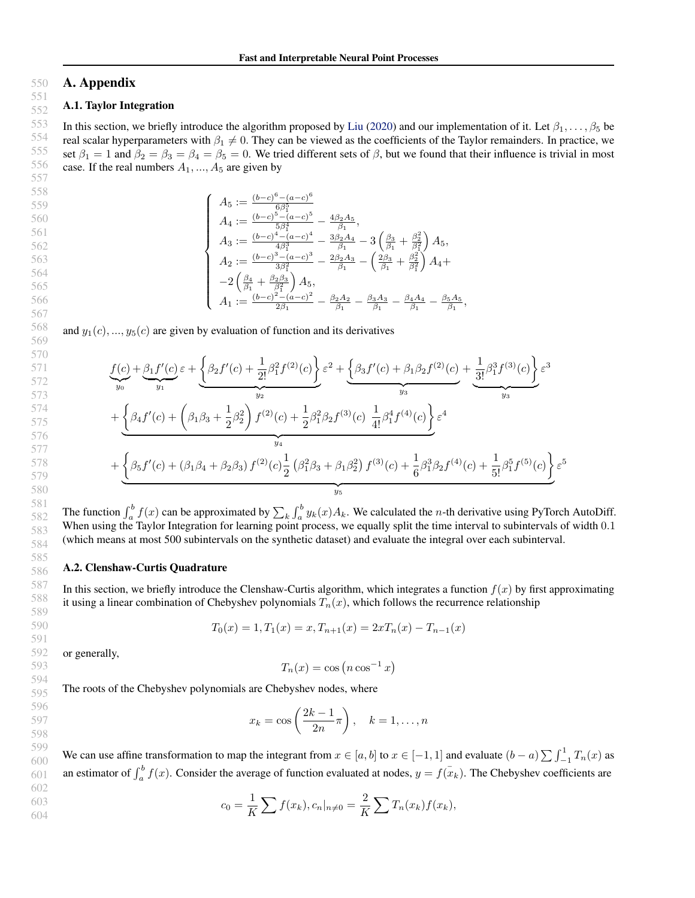## A. Appendix

### A.1. Taylor Integration

In this section, we briefly introduce the algorithm proposed by Liu (2020) and our implementation of it. Let $\beta_1, \ldots, \beta_5$ be real scalar hyperparameters with $\beta_1 \neq 0$. They can be viewed as the coefficients of the Taylor remainders. In practice, we set $\beta_1 = 1$ and $\beta_2 = \beta_3 = \beta_4 = \beta_5 = 0$. We tried different sets of $\beta$, but we found that their influence is trivial in most case. If the real numbers $A_1, ..., A_5$ are given by

$$
\begin{cases}
A_5 := \frac{(b-c)^6-(a-c)^6}{6\beta_1^5} \\
A_4 := \frac{(b-c)^5-(a-c)^5}{5\beta_1^4} - \frac{4\beta_2 A_5}{\beta_1}, \\
A_3 := \frac{(b-c)^4-(a-c)^4}{4\beta_1^3} - \frac{3\beta_2 A_4}{\beta_1} - 3\left(\frac{\beta_3}{\beta_1} + \frac{\beta_2^2}{\beta_1^2}\right) A_5, \\
A_2 := \frac{(b-c)^3-(a-c)^3}{3\beta_1^2} - \frac{2\beta_2 A_3}{\beta_1} - \left(\frac{2\beta_3}{\beta_1} + \frac{\beta_2^2}{\beta_1^2}\right) A_4 + \\
-2\left(\frac{\beta_4}{\beta_1} + \frac{\beta_2\beta_3}{\beta_1^2}\right) A_5, \\
A_1 := \frac{(b-c)^2-(a-c)^2}{2\beta_1} - \frac{\beta_2 A_2}{\beta_1} - \frac{\beta_3 A_3}{\beta_1} - \frac{\beta_4 A_4}{\beta_1} - \frac{\beta_5 A_5}{\beta_1},
\end{cases}
$$

and $y_1(c), ..., y_5(c)$ are given by evaluation of function and its derivatives

$$
\begin{aligned}
&\underbrace{f(c)}_{y_0} + \underbrace{\beta_1 f'(c)}_{y_1} \varepsilon + \underbrace{\left\{\beta_2 f'(c) + \frac{1}{2!}\beta_1^2 f^{(2)}(c)\right\}}_{y_2} \varepsilon^2 + \underbrace{\left\{\beta_3 f'(c) + \beta_1\beta_2 f^{(2)}(c)\right.}_{y_3} + \underbrace{\left.\frac{1}{3!}\beta_1^3 f^{(3)}(c)\right\}}_{y_3} \varepsilon^3 \\
&+ \underbrace{\left\{\beta_4 f'(c) + \left(\beta_1\beta_3 + \frac{1}{2}\beta_2^2\right) f^{(2)}(c) + \frac{1}{2}\beta_1^2\beta_2 f^{(3)}(c)\ \frac{1}{4!}\beta_1^4 f^{(4)}(c)\right\}}_{y_4} \varepsilon^4 \\
&+ \underbrace{\left\{\beta_5 f'(c) + \left(\beta_1\beta_4 + \beta_2\beta_3\right) f^{(2)}(c)\frac{1}{2}\left(\beta_1^2\beta_3 + \beta_1\beta_2^2\right) f^{(3)}(c) + \frac{1}{6}\beta_1^3\beta_2 f^{(4)}(c) + \frac{1}{5!}\beta_1^5 f^{(5)}(c)\right\}}_{y_5} \varepsilon^5
\end{aligned}
$$

The function $\int_a^b f(x)$ can be approximated by $\sum_k \int_a^b y_k(x) A_k$. We calculated the $n$-th derivative using PyTorch AutoDiff. When using the Taylor Integration for learning point process, we equally split the time interval to subintervals of width $0.1$ (which means at most 500 subintervals on the synthetic dataset) and evaluate the integral over each subinterval.

### A.2. Clenshaw-Curtis Quadrature

In this section, we briefly introduce the Clenshaw-Curtis algorithm, which integrates a function $f(x)$ by first approximating it using a linear combination of Chebyshev polynomials $T_n(x)$, which follows the recurrence relationship

$$T_0(x) = 1, T_1(x) = x, T_{n+1}(x) = 2xT_n(x) - T_{n-1}(x)$$

or generally,

$$T_n(x) = \cos\left(n \cos^{-1} x\right)$$

The roots of the Chebyshev polynomials are Chebyshev nodes, where

$$x_k = \cos\left(\frac{2k-1}{2n}\pi\right), \quad k = 1, \ldots, n$$

We can use affine transformation to map the integrant from $x \in [a, b]$ to $x \in [-1, 1]$ and evaluate $(b-a)\sum \int_{-1}^{1} T_n(x)$ as an estimator of $\int_a^b f(x)$. Consider the average of function evaluated at nodes, $y = f(\bar{x_k})$. The Chebyshev coefficients are

$$c_0 = \frac{1}{K}\sum f(x_k), c_n|_{n\neq 0} = \frac{2}{K}\sum T_n(x_k) f(x_k),$$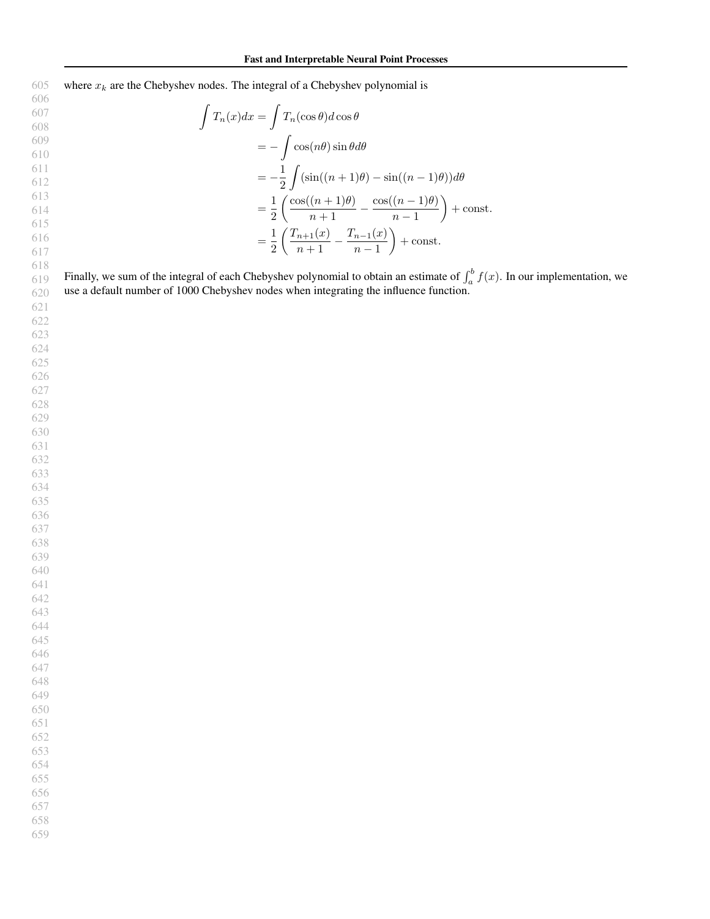where $x_k$ are the Chebyshev nodes. The integral of a Chebyshev polynomial is

$$
\begin{aligned}
\int T_n(x)dx &= \int T_n(\cos\theta)d\cos\theta \\
&= -\int \cos(n\theta)\sin\theta d\theta \\
&= -\frac{1}{2}\int(\sin((n+1)\theta) - \sin((n-1)\theta))d\theta \\
&= \frac{1}{2}\left(\frac{\cos((n+1)\theta)}{n+1} - \frac{\cos((n-1)\theta)}{n-1}\right) + \text{const.} \\
&= \frac{1}{2}\left(\frac{T_{n+1}(x)}{n+1} - \frac{T_{n-1}(x)}{n-1}\right) + \text{const.}
\end{aligned}
$$

Finally, we sum of the integral of each Chebyshev polynomial to obtain an estimate of $\int_a^b f(x)$. In our implementation, we use a default number of 1000 Chebyshev nodes when integrating the influence function.